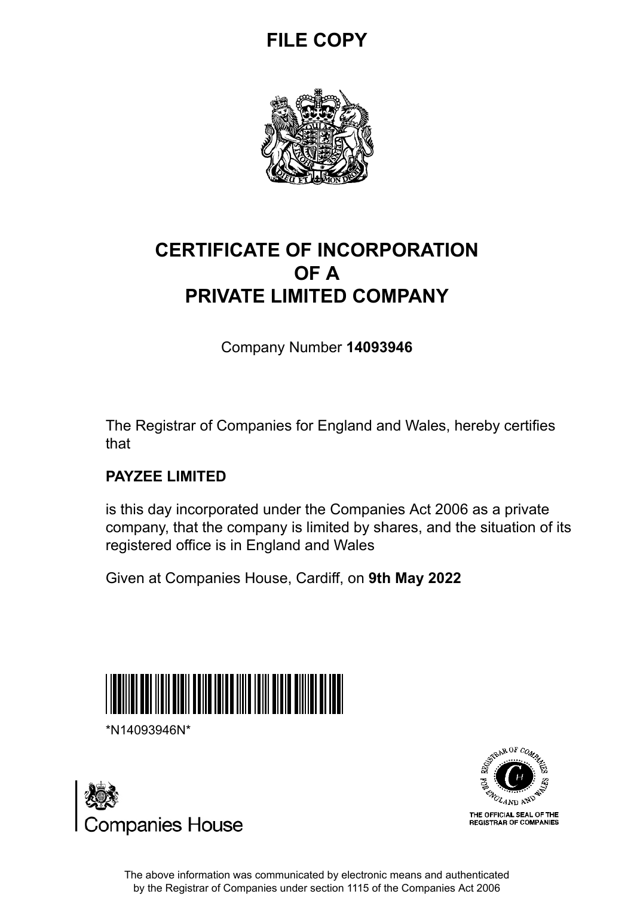**FILE COPY**

# CERTIFICATE OF INCORPORATION OF A PRIVATE LIMITED COMPANY

Company Number **14093946**

The Registrar of Companies for England and Wales, hereby certifies that

**PAYZEE LIMITED**

is this day incorporated under the Companies Act 2006 as a private company, that the company is limited by shares, and the situation of its registered office is in England and Wales

Given at Companies House, Cardiff, on **9th May 2022**

*N14093946N*

Companies House

THE OFFICIAL SEAL OF THE REGISTRAR OF COMPANIES

The above information was communicated by electronic means and authenticated by the Registrar of Companies under section 1115 of the Companies Act 2006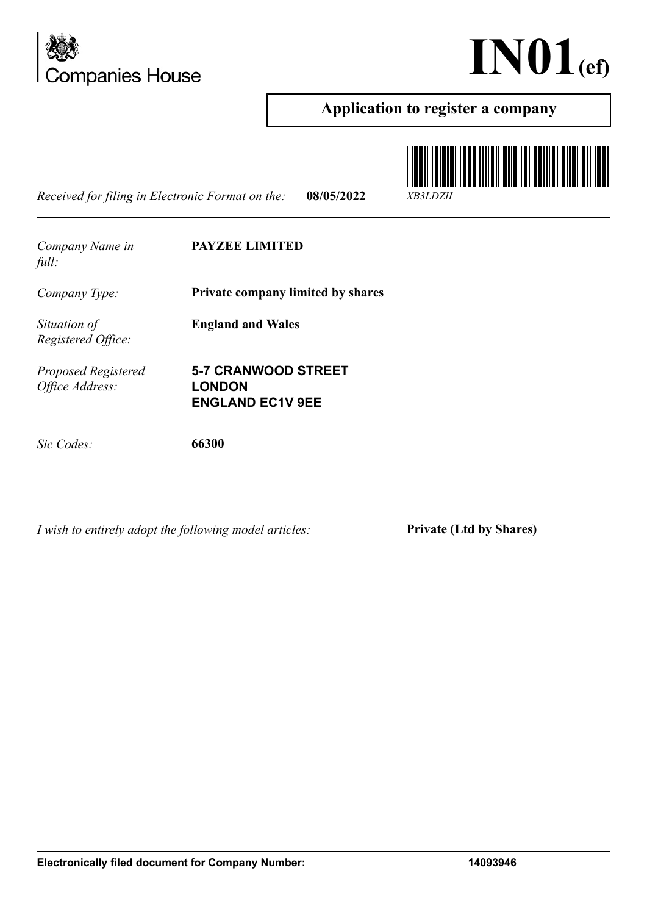Companies House

# IN01(ef)

## Application to register a company

*Received for filing in Electronic Format on the:* **08/05/2022** *XB3LDZII*

| | |
|---|---|
| *Company Name in full:* | **PAYZEE LIMITED** |
| *Company Type:* | **Private company limited by shares** |
| *Situation of Registered Office:* | **England and Wales** |
| *Proposed Registered Office Address:* | **5-7 CRANWOOD STREET**<br>**LONDON**<br>**ENGLAND EC1V 9EE** |
| *Sic Codes:* | **66300** |

*I wish to entirely adopt the following model articles:* **Private (Ltd by Shares)**

**Electronically filed document for Company Number: 14093946**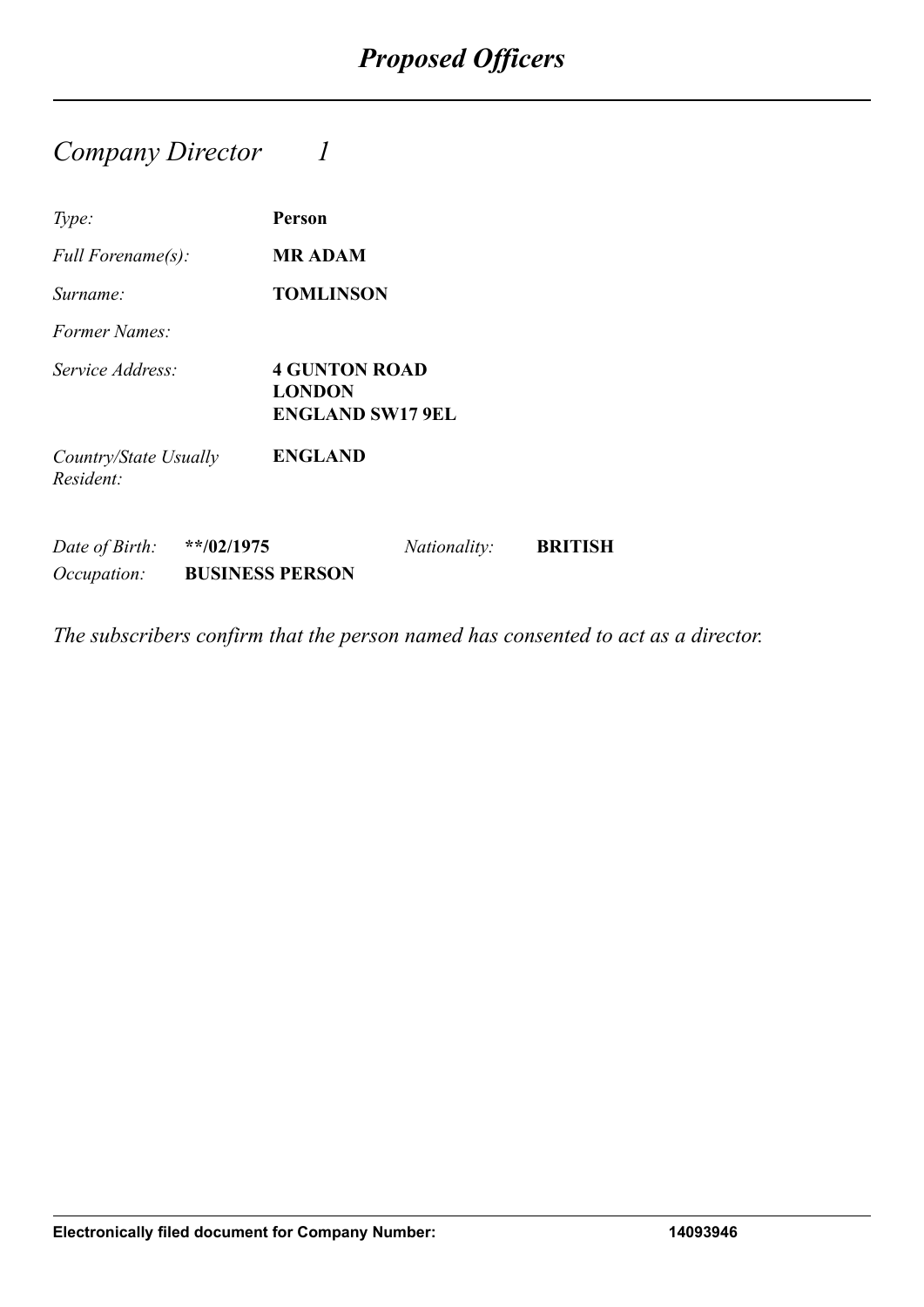# *Proposed Officers*

## *Company Director 1*

| | |
|---|---|
| *Type:* | **Person** |
| *Full Forename(s):* | **MR ADAM** |
| *Surname:* | **TOMLINSON** |
| *Former Names:* | |
| *Service Address:* | **4 GUNTON ROAD**<br>**LONDON**<br>**ENGLAND SW17 9EL** |
| *Country/State Usually Resident:* | **ENGLAND** |

| | | | |
|---|---|---|---|
| *Date of Birth:* | **\*\*/02/1975** | *Nationality:* | **BRITISH** |
| *Occupation:* | **BUSINESS PERSON** | | |

*The subscribers confirm that the person named has consented to act as a director.*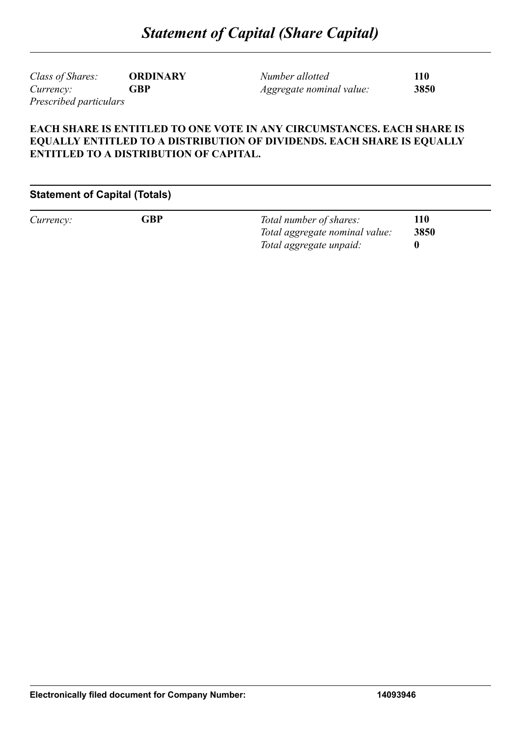# *Statement of Capital (Share Capital)*

| | | | |
|---|---|---|---|
| *Class of Shares:* | **ORDINARY** | *Number allotted* | **110** |
| *Currency:* | **GBP** | *Aggregate nominal value:* | **3850** |

*Prescribed particulars*

**EACH SHARE IS ENTITLED TO ONE VOTE IN ANY CIRCUMSTANCES. EACH SHARE IS EQUALLY ENTITLED TO A DISTRIBUTION OF DIVIDENDS. EACH SHARE IS EQUALLY ENTITLED TO A DISTRIBUTION OF CAPITAL.**

## Statement of Capital (Totals)

| | | | |
|---|---|---|---|
| *Currency:* | **GBP** | *Total number of shares:* | **110** |
| | | *Total aggregate nominal value:* | **3850** |
| | | *Total aggregate unpaid:* | **0** |

**Electronically filed document for Company Number: 14093946**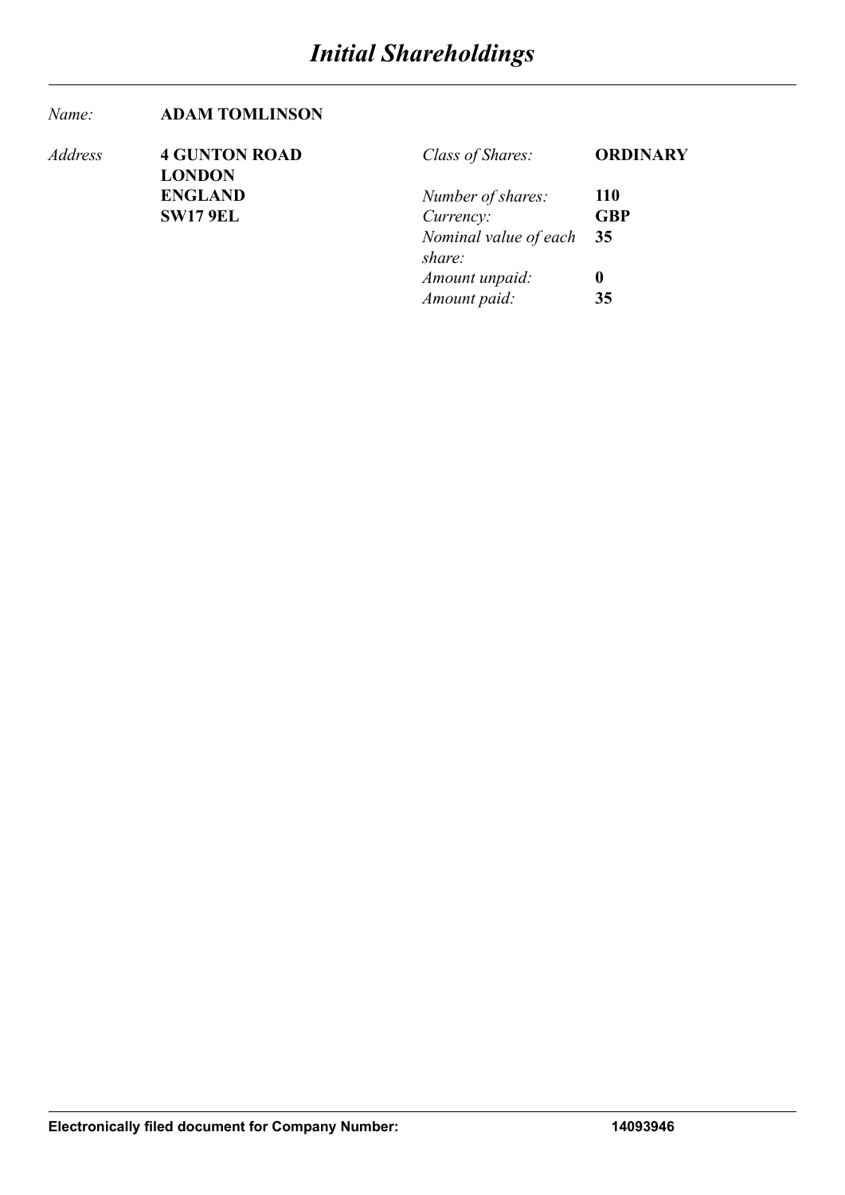# *Initial Shareholdings*

| | | | |
|---|---|---|---|
| *Name:* | **ADAM TOMLINSON** | | |
| *Address* | **4 GUNTON ROAD** | *Class of Shares:* | **ORDINARY** |
| | **LONDON** | | |
| | **ENGLAND** | *Number of shares:* | **110** |
| | **SW17 9EL** | *Currency:* | **GBP** |
| | | *Nominal value of each share:* | **35** |
| | | *Amount unpaid:* | **0** |
| | | *Amount paid:* | **35** |

**Electronically filed document for Company Number: 14093946**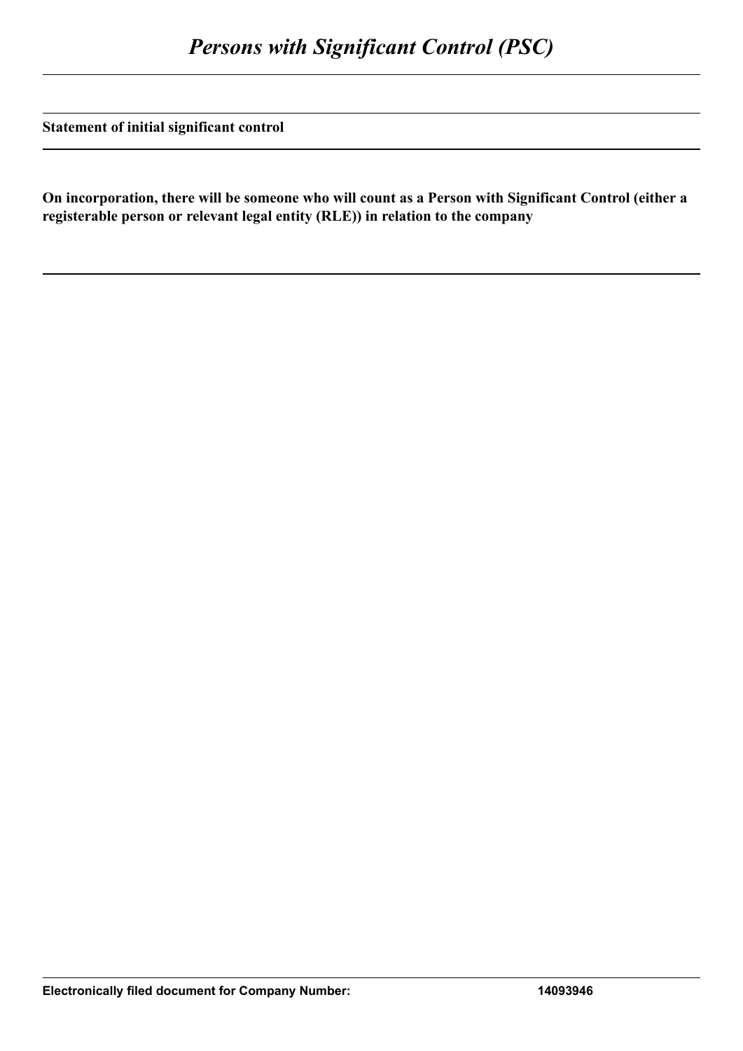# *Persons with Significant Control (PSC)*

**Statement of initial significant control**

**On incorporation, there will be someone who will count as a Person with Significant Control (either a registerable person or relevant legal entity (RLE)) in relation to the company**

**Electronically filed document for Company Number: 14093946**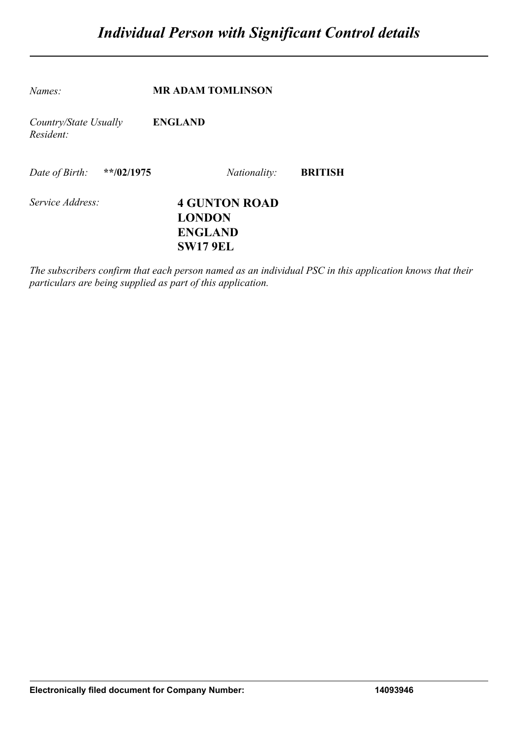# *Individual Person with Significant Control details*

*Names:* **MR ADAM TOMLINSON**

*Country/State Usually Resident:* **ENGLAND**

*Date of Birth:* **\*\*/02/1975** *Nationality:* **BRITISH**

*Service Address:* **4 GUNTON ROAD**
**LONDON**
**ENGLAND**
**SW17 9EL**

*The subscribers confirm that each person named as an individual PSC in this application knows that their particulars are being supplied as part of this application.*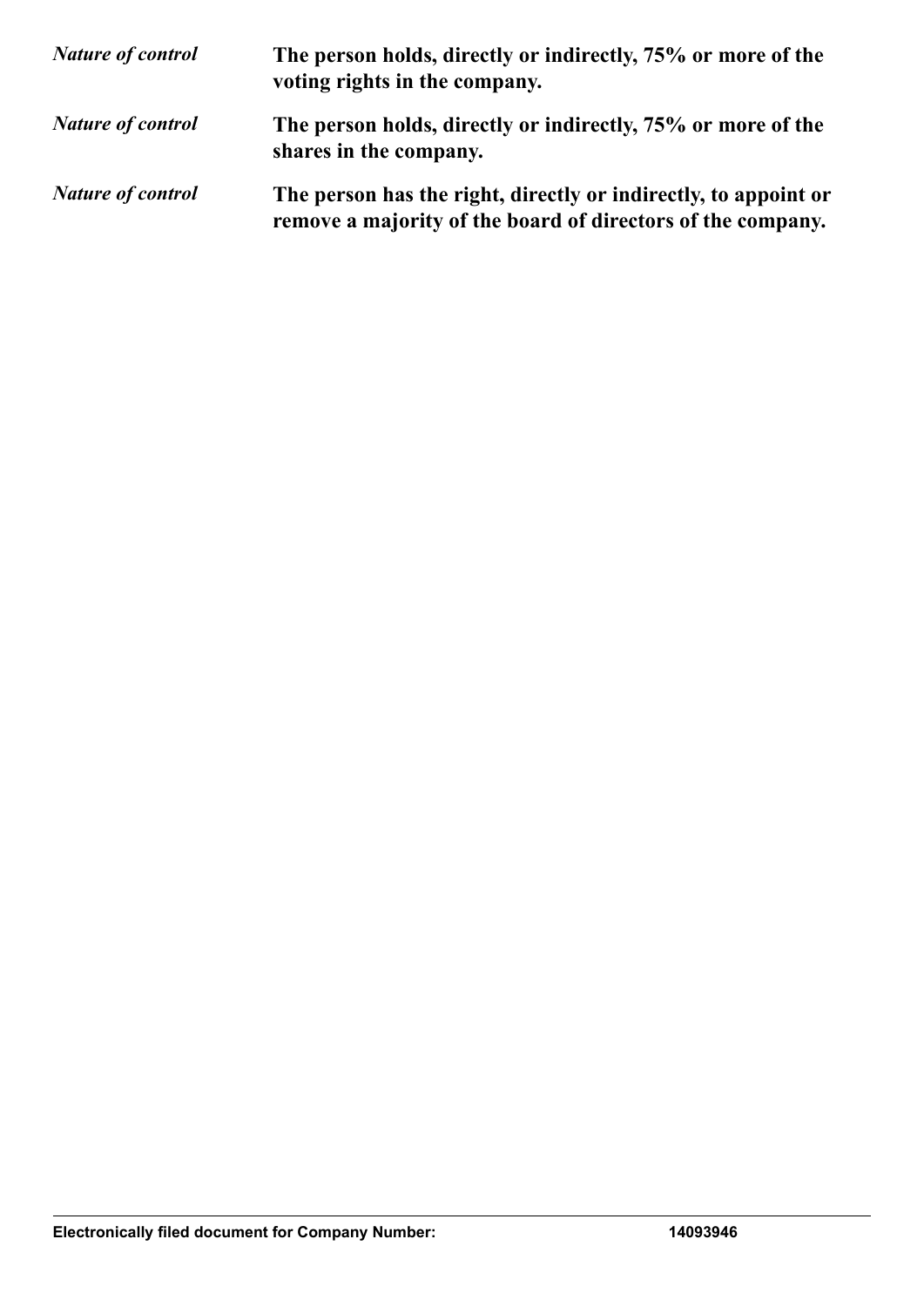*Nature of control* **The person holds, directly or indirectly, 75% or more of the voting rights in the company.**

*Nature of control* **The person holds, directly or indirectly, 75% or more of the shares in the company.**

*Nature of control* **The person has the right, directly or indirectly, to appoint or remove a majority of the board of directors of the company.**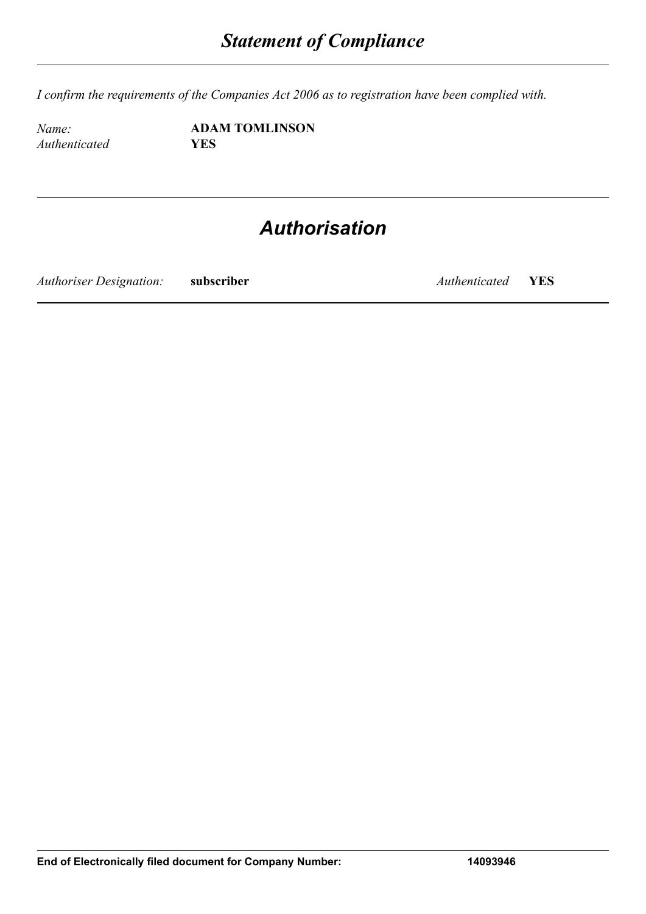# *Statement of Compliance*

*I confirm the requirements of the Companies Act 2006 as to registration have been complied with.*

*Name:* **ADAM TOMLINSON**
*Authenticated* **YES**

# *Authorisation*

*Authoriser Designation:* **subscriber** *Authenticated* **YES**

**End of Electronically filed document for Company Number: 14093946**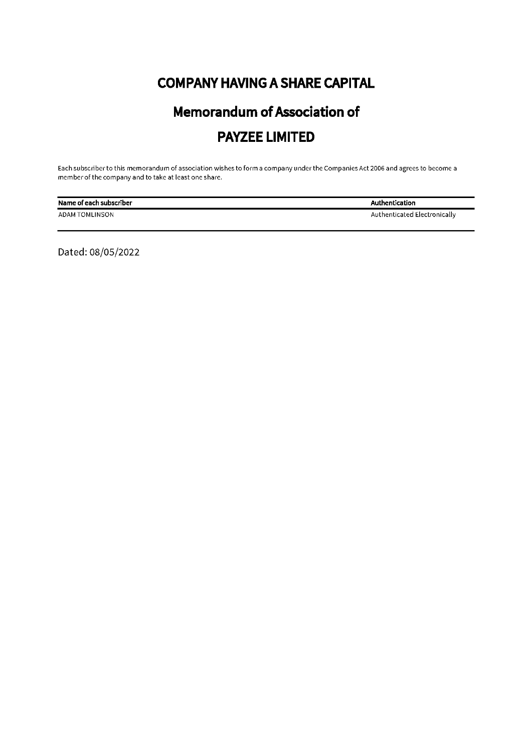# COMPANY HAVING A SHARE CAPITAL

## Memorandum of Association of

## PAYZEE LIMITED

Each subscriber to this memorandum of association wishes to form a company under the Companies Act 2006 and agrees to become a member of the company and to take at least one share.

| Name of each subscriber | Authentication |
| --- | --- |
| ADAM TOMLINSON | Authenticated Electronically |

Dated: 08/05/2022